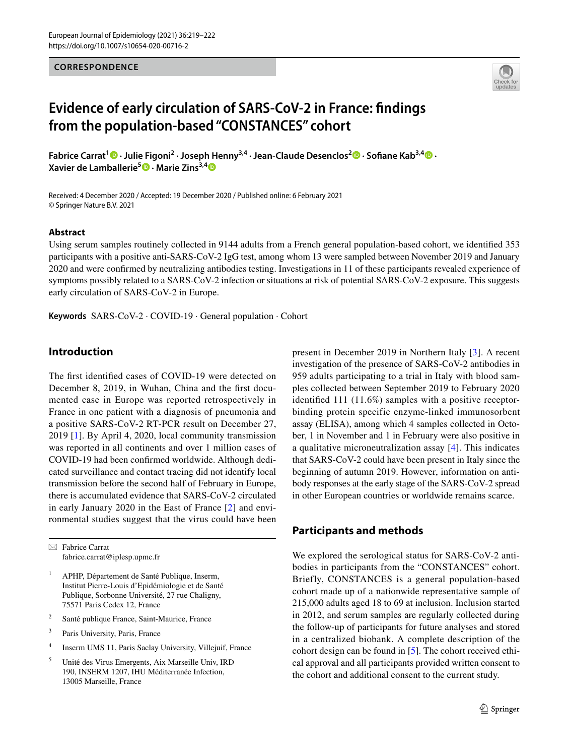CORRESPONDENCE

# Evidence of early circulation of SARS-CoV-2 in France: findings from the population-based "CONSTANCES" cohort

**Fabrice Carrat[1] · Julie Figoni[2] · Joseph Henny[3,4] · Jean-Claude Desenclos[2] · Sofiane Kab[3,4] · Xavier de Lamballerie[5] · Marie Zins[3,4]**

Received: 4 December 2020 / Accepted: 19 December 2020 / Published online: 6 February 2021
© Springer Nature B.V. 2021

## Abstract

Using serum samples routinely collected in 9144 adults from a French general population-based cohort, we identified 353 participants with a positive anti-SARS-CoV-2 IgG test, among whom 13 were sampled between November 2019 and January 2020 and were confirmed by neutralizing antibodies testing. Investigations in 11 of these participants revealed experience of symptoms possibly related to a SARS-CoV-2 infection or situations at risk of potential SARS-CoV-2 exposure. This suggests early circulation of SARS-CoV-2 in Europe.

**Keywords** SARS-CoV-2 · COVID-19 · General population · Cohort

## Introduction

The first identified cases of COVID-19 were detected on December 8, 2019, in Wuhan, China and the first documented case in Europe was reported retrospectively in France in one patient with a diagnosis of pneumonia and a positive SARS-CoV-2 RT-PCR result on December 27, 2019 [1]. By April 4, 2020, local community transmission was reported in all continents and over 1 million cases of COVID-19 had been confirmed worldwide. Although dedicated surveillance and contact tracing did not identify local transmission before the second half of February in Europe, there is accumulated evidence that SARS-CoV-2 circulated in early January 2020 in the East of France [2] and environmental studies suggest that the virus could have been present in December 2019 in Northern Italy [3]. A recent investigation of the presence of SARS-CoV-2 antibodies in 959 adults participating to a trial in Italy with blood samples collected between September 2019 to February 2020 identified 111 (11.6%) samples with a positive receptor-binding protein specific enzyme-linked immunosorbent assay (ELISA), among which 4 samples collected in October, 1 in November and 1 in February were also positive in a qualitative microneutralization assay [4]. This indicates that SARS-CoV-2 could have been present in Italy since the beginning of autumn 2019. However, information on antibody responses at the early stage of the SARS-CoV-2 spread in other European countries or worldwide remains scarce.

## Participants and methods

We explored the serological status for SARS-CoV-2 antibodies in participants from the "CONSTANCES" cohort. Briefly, CONSTANCES is a general population-based cohort made up of a nationwide representative sample of 215,000 adults aged 18 to 69 at inclusion. Inclusion started in 2012, and serum samples are regularly collected during the follow-up of participants for future analyses and stored in a centralized biobank. A complete description of the cohort design can be found in [5]. The cohort received ethical approval and all participants provided written consent to the cohort and additional consent to the current study.

---

✉ Fabrice Carrat
fabrice.carrat@iplesp.upmc.fr

1 APHP, Département de Santé Publique, Inserm, Institut Pierre-Louis d'Epidémiologie et de Santé Publique, Sorbonne Université, 27 rue Chaligny, 75571 Paris Cedex 12, France

2 Santé publique France, Saint-Maurice, France

3 Paris University, Paris, France

4 Inserm UMS 11, Paris Saclay University, Villejuif, France

5 Unité des Virus Emergents, Aix Marseille Univ, IRD 190, INSERM 1207, IHU Méditerranée Infection, 13005 Marseille, France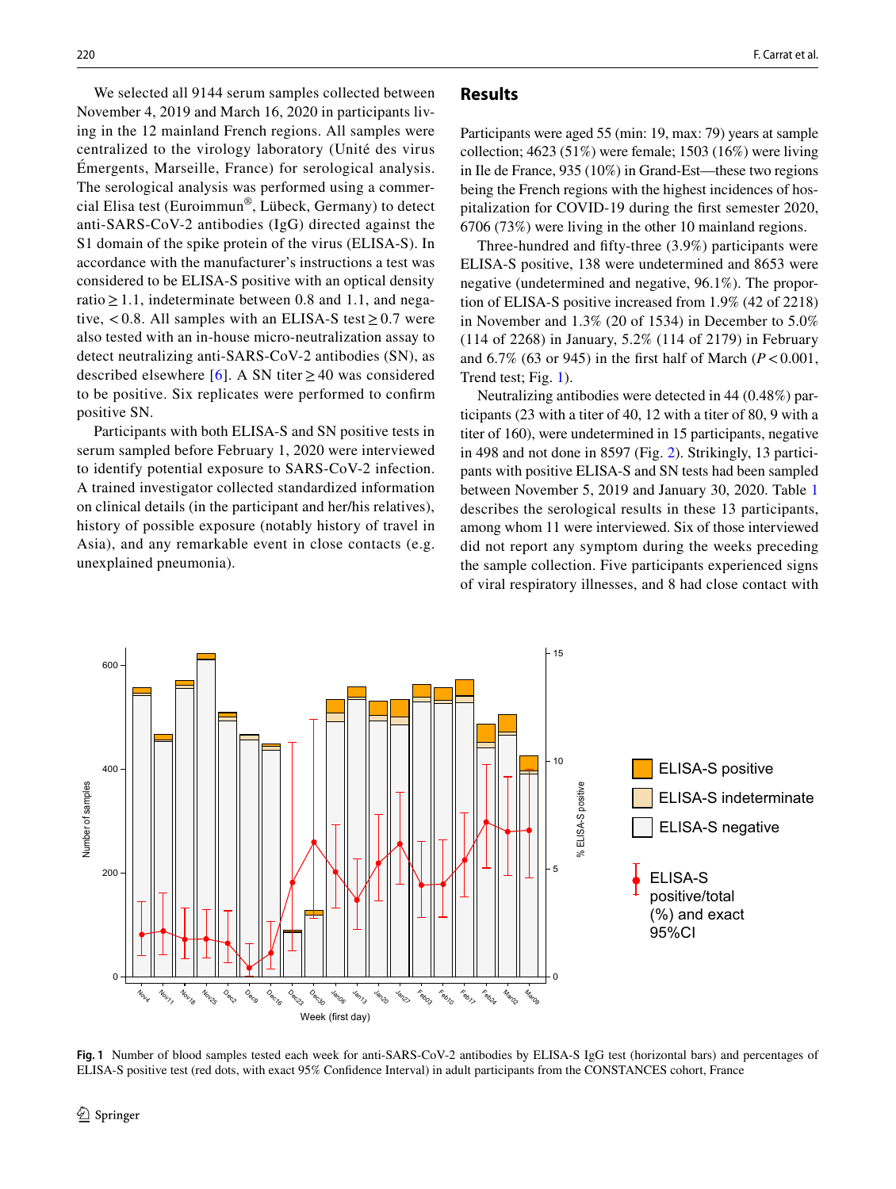We selected all 9144 serum samples collected between November 4, 2019 and March 16, 2020 in participants living in the 12 mainland French regions. All samples were centralized to the virology laboratory (Unité des virus Émergents, Marseille, France) for serological analysis. The serological analysis was performed using a commercial Elisa test (Euroimmun®, Lübeck, Germany) to detect anti-SARS-CoV-2 antibodies (IgG) directed against the S1 domain of the spike protein of the virus (ELISA-S). In accordance with the manufacturer's instructions a test was considered to be ELISA-S positive with an optical density ratio $\geq 1.1$, indeterminate between 0.8 and 1.1, and negative, $< 0.8$. All samples with an ELISA-S test $\geq 0.7$ were also tested with an in-house micro-neutralization assay to detect neutralizing anti-SARS-CoV-2 antibodies (SN), as described elsewhere [6]. A SN titer $\geq 40$ was considered to be positive. Six replicates were performed to confirm positive SN.

Participants with both ELISA-S and SN positive tests in serum sampled before February 1, 2020 were interviewed to identify potential exposure to SARS-CoV-2 infection. A trained investigator collected standardized information on clinical details (in the participant and her/his relatives), history of possible exposure (notably history of travel in Asia), and any remarkable event in close contacts (e.g. unexplained pneumonia).

## Results

Participants were aged 55 (min: 19, max: 79) years at sample collection; 4623 (51%) were female; 1503 (16%) were living in Ile de France, 935 (10%) in Grand-Est—these two regions being the French regions with the highest incidences of hospitalization for COVID-19 during the first semester 2020, 6706 (73%) were living in the other 10 mainland regions.

Three-hundred and fifty-three (3.9%) participants were ELISA-S positive, 138 were undetermined and 8653 were negative (undetermined and negative, 96.1%). The proportion of ELISA-S positive increased from 1.9% (42 of 2218) in November and 1.3% (20 of 1534) in December to 5.0% (114 of 2268) in January, 5.2% (114 of 2179) in February and 6.7% (63 or 945) in the first half of March ($P < 0.001$, Trend test; Fig. 1).

Neutralizing antibodies were detected in 44 (0.48%) participants (23 with a titer of 40, 12 with a titer of 80, 9 with a titer of 160), were undetermined in 15 participants, negative in 498 and not done in 8597 (Fig. 2). Strikingly, 13 participants with positive ELISA-S and SN tests had been sampled between November 5, 2019 and January 30, 2020. Table 1 describes the serological results in these 13 participants, among whom 11 were interviewed. Six of those interviewed did not report any symptom during the weeks preceding the sample collection. Five participants experienced signs of viral respiratory illnesses, and 8 had close contact with

**Fig. 1** Number of blood samples tested each week for anti-SARS-CoV-2 antibodies by ELISA-S IgG test (horizontal bars) and percentages of ELISA-S positive test (red dots, with exact 95% Confidence Interval) in adult participants from the CONSTANCES cohort, France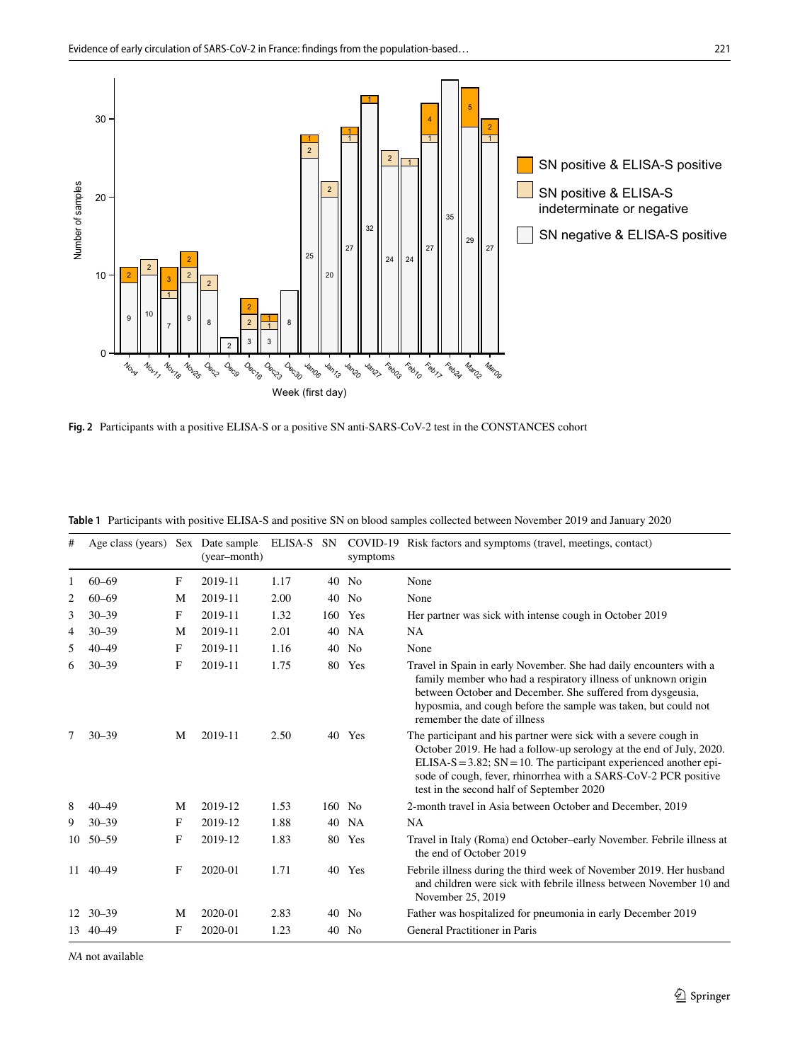**Fig. 2** Participants with a positive ELISA-S or a positive SN anti-SARS-CoV-2 test in the CONSTANCES cohort

**Table 1** Participants with positive ELISA-S and positive SN on blood samples collected between November 2019 and January 2020

| # | Age class (years) | Sex | Date sample (year–month) | ELISA-S | SN | COVID-19 symptoms | Risk factors and symptoms (travel, meetings, contact) |
|---|---|---|---|---|---|---|---|
| 1 | 60–69 | F | 2019-11 | 1.17 | 40 | No | None |
| 2 | 60–69 | M | 2019-11 | 2.00 | 40 | No | None |
| 3 | 30–39 | F | 2019-11 | 1.32 | 160 | Yes | Her partner was sick with intense cough in October 2019 |
| 4 | 30–39 | M | 2019-11 | 2.01 | 40 | NA | NA |
| 5 | 40–49 | F | 2019-11 | 1.16 | 40 | No | None |
| 6 | 30–39 | F | 2019-11 | 1.75 | 80 | Yes | Travel in Spain in early November. She had daily encounters with a family member who had a respiratory illness of unknown origin between October and December. She suffered from dysgeusia, hyposmia, and cough before the sample was taken, but could not remember the date of illness |
| 7 | 30–39 | M | 2019-11 | 2.50 | 40 | Yes | The participant and his partner were sick with a severe cough in October 2019. He had a follow-up serology at the end of July, 2020. ELISA-S = 3.82; SN = 10. The participant experienced another episode of cough, fever, rhinorrhea with a SARS-CoV-2 PCR positive test in the second half of September 2020 |
| 8 | 40–49 | M | 2019-12 | 1.53 | 160 | No | 2-month travel in Asia between October and December, 2019 |
| 9 | 30–39 | F | 2019-12 | 1.88 | 40 | NA | NA |
| 10 | 50–59 | F | 2019-12 | 1.83 | 80 | Yes | Travel in Italy (Roma) end October–early November. Febrile illness at the end of October 2019 |
| 11 | 40–49 | F | 2020-01 | 1.71 | 40 | Yes | Febrile illness during the third week of November 2019. Her husband and children were sick with febrile illness between November 10 and November 25, 2019 |
| 12 | 30–39 | M | 2020-01 | 2.83 | 40 | No | Father was hospitalized for pneumonia in early December 2019 |
| 13 | 40–49 | F | 2020-01 | 1.23 | 40 | No | General Practitioner in Paris |

*NA* not available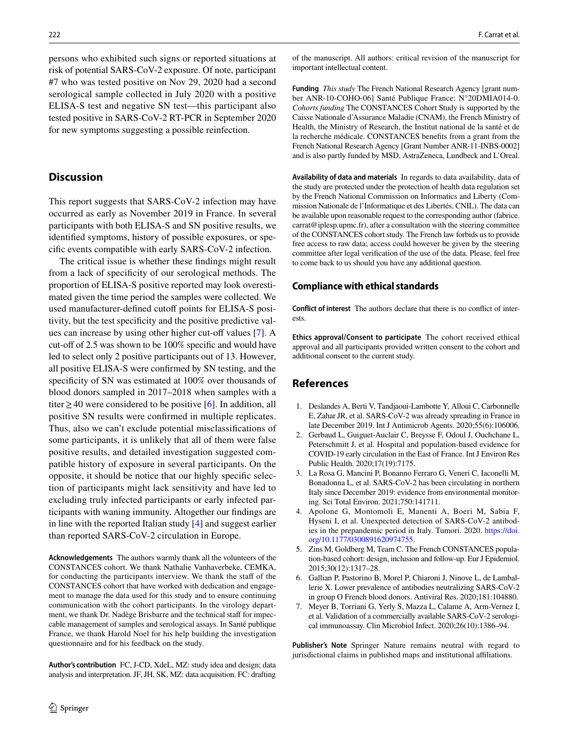persons who exhibited such signs or reported situations at risk of potential SARS-CoV-2 exposure. Of note, participant #7 who was tested positive on Nov 29, 2020 had a second serological sample collected in July 2020 with a positive ELISA-S test and negative SN test—this participant also tested positive in SARS-CoV-2 RT-PCR in September 2020 for new symptoms suggesting a possible reinfection.

## Discussion

This report suggests that SARS-CoV-2 infection may have occurred as early as November 2019 in France. In several participants with both ELISA-S and SN positive results, we identified symptoms, history of possible exposures, or specific events compatible with early SARS-CoV-2 infection.

The critical issue is whether these findings might result from a lack of specificity of our serological methods. The proportion of ELISA-S positive reported may look overestimated given the time period the samples were collected. We used manufacturer-defined cutoff points for ELISA-S positivity, but the test specificity and the positive predictive values can increase by using other higher cut-off values [7]. A cut-off of 2.5 was shown to be 100% specific and would have led to select only 2 positive participants out of 13. However, all positive ELISA-S were confirmed by SN testing, and the specificity of SN was estimated at 100% over thousands of blood donors sampled in 2017–2018 when samples with a titer $\geq$ 40 were considered to be positive [6]. In addition, all positive SN results were confirmed in multiple replicates. Thus, also we can't exclude potential misclassifications of some participants, it is unlikely that all of them were false positive results, and detailed investigation suggested compatible history of exposure in several participants. On the opposite, it should be notice that our highly specific selection of participants might lack sensitivity and have led to excluding truly infected participants or early infected participants with waning immunity. Altogether our findings are in line with the reported Italian study [4] and suggest earlier than reported SARS-CoV-2 circulation in Europe.

**Acknowledgements** The authors warmly thank all the volunteers of the CONSTANCES cohort. We thank Nathalie Vanhaverbeke, CEMKA, for conducting the participants interview. We thank the staff of the CONSTANCES cohort that have worked with dedication and engagement to manage the data used for this study and to ensure continuing communication with the cohort participants. In the virology department, we thank Dr. Nadège Brisbarre and the technical staff for impeccable management of samples and serological assays. In Santé publique France, we thank Harold Noel for his help building the investigation questionnaire and for his feedback on the study.

**Author's contribution** FC, J-CD, XdeL, MZ: study idea and design; data analysis and interpretation. JF, JH, SK, MZ: data acquisition. FC: drafting of the manuscript. All authors: critical revision of the manuscript for important intellectual content.

**Funding** *This study* The French National Research Agency [grant number ANR-10-COHO-06] Santé Publique France: N°20DMIA014-0. *Cohorts funding* The CONSTANCES Cohort Study is supported by the Caisse Nationale d'Assurance Maladie (CNAM), the French Ministry of Health, the Ministry of Research, the Institut national de la santé et de la recherche médicale. CONSTANCES benefits from a grant from the French National Research Agency [Grant Number ANR-11-INBS-0002] and is also partly funded by MSD, AstraZeneca, Lundbeck and L'Oreal.

**Availability of data and materials** In regards to data availability, data of the study are protected under the protection of health data regulation set by the French National Commission on Informatics and Liberty (Commission Nationale de l'Informatique et des Libertés, CNIL). The data can be available upon reasonable request to the corresponding author (fabrice.carrat@iplesp.upmc.fr), after a consultation with the steering committee of the CONSTANCES cohort study. The French law forbids us to provide free access to raw data; access could however be given by the steering committee after legal verification of the use of the data. Please, feel free to come back to us should you have any additional question.

## Compliance with ethical standards

**Conflict of interest** The authors declare that there is no conflict of interests.

**Ethics approval/Consent to participate** The cohort received ethical approval and all participants provided written consent to the cohort and additional consent to the current study.

## References

1. Deslandes A, Berti V, Tandjaoui-Lambotte Y, Alloui C, Carbonnelle E, Zahar JR, et al. SARS-CoV-2 was already spreading in France in late December 2019. Int J Antimicrob Agents. 2020;55(6):106006.
2. Gerbaud L, Guiguet-Auclair C, Breysse F, Odoul J, Ouchchane L, Peterschmitt J, et al. Hospital and population-based evidence for COVID-19 early circulation in the East of France. Int J Environ Res Public Health. 2020;17(19):7175.
3. La Rosa G, Mancini P, Bonanno Ferraro G, Veneri C, Iaconelli M, Bonadonna L, et al. SARS-CoV-2 has been circulating in northern Italy since December 2019: evidence from environmental monitoring. Sci Total Environ. 2021;750:141711.
4. Apolone G, Montomoli E, Manenti A, Boeri M, Sabia F, Hyseni I, et al. Unexpected detection of SARS-CoV-2 antibodies in the prepandemic period in Italy. Tumori. 2020. https://doi.org/10.1177/0300891620974755.
5. Zins M, Goldberg M, Team C. The French CONSTANCES population-based cohort: design, inclusion and follow-up. Eur J Epidemiol. 2015;30(12):1317–28.
6. Gallian P, Pastorino B, Morel P, Chiaroni J, Ninove L, de Lamballerie X. Lower prevalence of antibodies neutralizing SARS-CoV-2 in group O French blood donors. Antiviral Res. 2020;181:104880.
7. Meyer B, Torriani G, Yerly S, Mazza L, Calame A, Arm-Vernez I, et al. Validation of a commercially available SARS-CoV-2 serological immunoassay. Clin Microbiol Infect. 2020;26(10):1386–94.

**Publisher's Note** Springer Nature remains neutral with regard to jurisdictional claims in published maps and institutional affiliations.